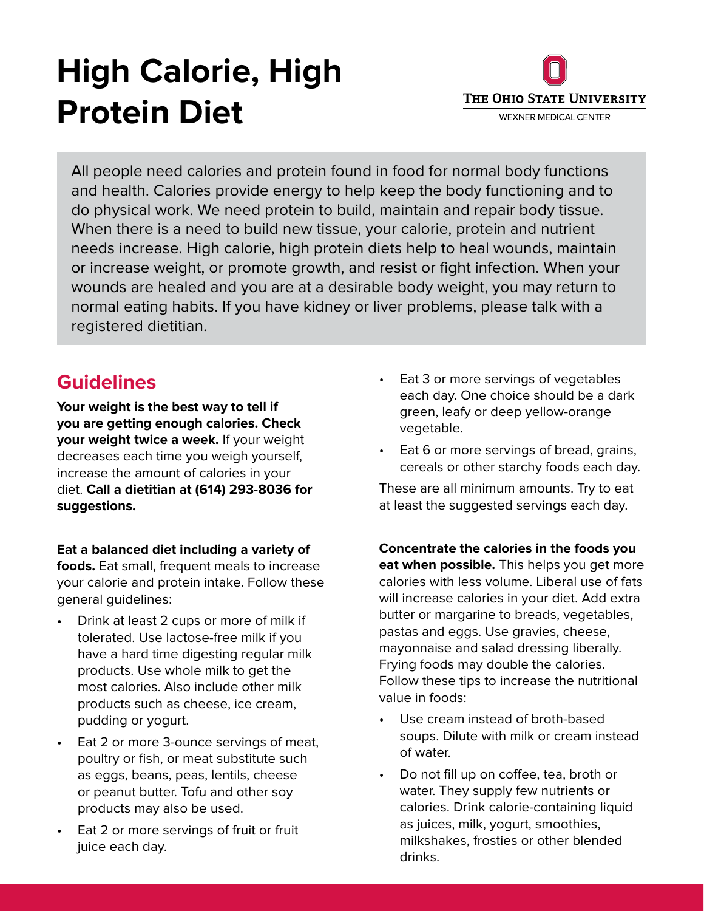# High Calorie, High Protein Diet

The Ohio State University
WEXNER MEDICAL CENTER

All people need calories and protein found in food for normal body functions and health. Calories provide energy to help keep the body functioning and to do physical work. We need protein to build, maintain and repair body tissue. When there is a need to build new tissue, your calorie, protein and nutrient needs increase. High calorie, high protein diets help to heal wounds, maintain or increase weight, or promote growth, and resist or fight infection. When your wounds are healed and you are at a desirable body weight, you may return to normal eating habits. If you have kidney or liver problems, please talk with a registered dietitian.

## Guidelines

**Your weight is the best way to tell if you are getting enough calories. Check your weight twice a week.** If your weight decreases each time you weigh yourself, increase the amount of calories in your diet. **Call a dietitian at (614) 293-8036 for suggestions.**

**Eat a balanced diet including a variety of foods.** Eat small, frequent meals to increase your calorie and protein intake. Follow these general guidelines:

- Drink at least 2 cups or more of milk if tolerated. Use lactose-free milk if you have a hard time digesting regular milk products. Use whole milk to get the most calories. Also include other milk products such as cheese, ice cream, pudding or yogurt.
- Eat 2 or more 3-ounce servings of meat, poultry or fish, or meat substitute such as eggs, beans, peas, lentils, cheese or peanut butter. Tofu and other soy products may also be used.
- Eat 2 or more servings of fruit or fruit juice each day.
- Eat 3 or more servings of vegetables each day. One choice should be a dark green, leafy or deep yellow-orange vegetable.
- Eat 6 or more servings of bread, grains, cereals or other starchy foods each day.

These are all minimum amounts. Try to eat at least the suggested servings each day.

**Concentrate the calories in the foods you eat when possible.** This helps you get more calories with less volume. Liberal use of fats will increase calories in your diet. Add extra butter or margarine to breads, vegetables, pastas and eggs. Use gravies, cheese, mayonnaise and salad dressing liberally. Frying foods may double the calories. Follow these tips to increase the nutritional value in foods:

- Use cream instead of broth-based soups. Dilute with milk or cream instead of water.
- Do not fill up on coffee, tea, broth or water. They supply few nutrients or calories. Drink calorie-containing liquid as juices, milk, yogurt, smoothies, milkshakes, frosties or other blended drinks.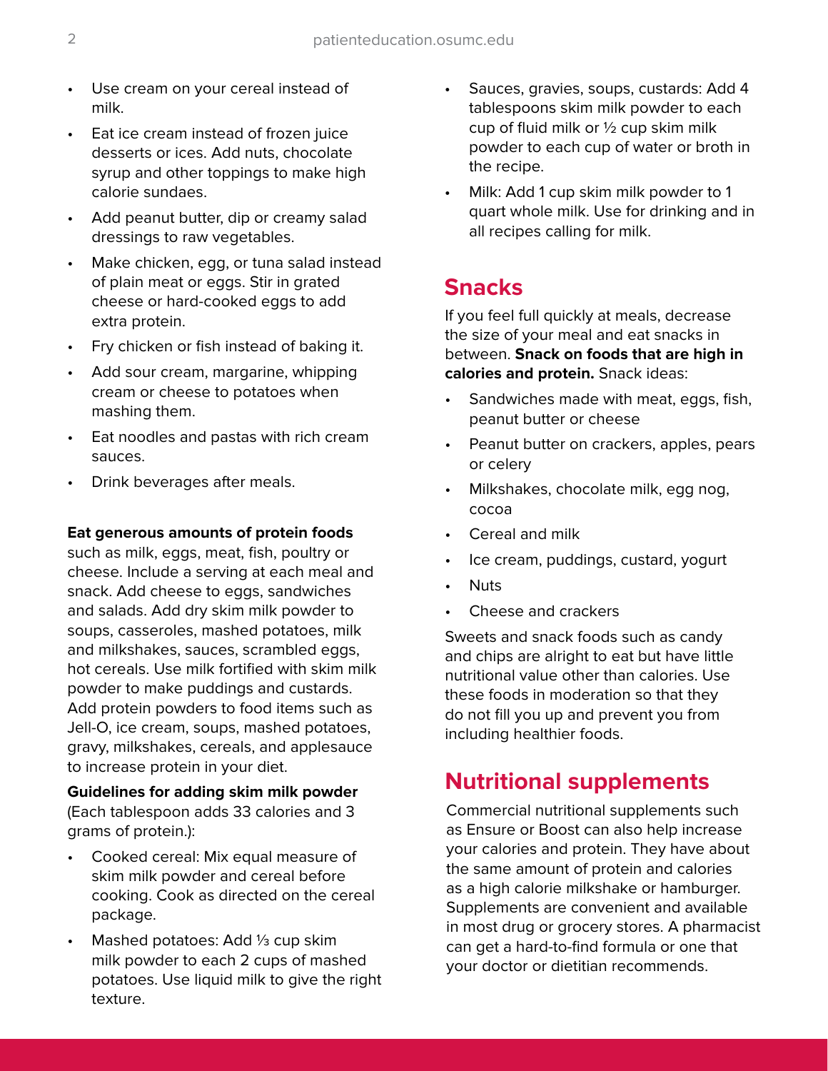- Use cream on your cereal instead of milk.
- Eat ice cream instead of frozen juice desserts or ices. Add nuts, chocolate syrup and other toppings to make high calorie sundaes.
- Add peanut butter, dip or creamy salad dressings to raw vegetables.
- Make chicken, egg, or tuna salad instead of plain meat or eggs. Stir in grated cheese or hard-cooked eggs to add extra protein.
- Fry chicken or fish instead of baking it.
- Add sour cream, margarine, whipping cream or cheese to potatoes when mashing them.
- Eat noodles and pastas with rich cream sauces.
- Drink beverages after meals.

**Eat generous amounts of protein foods** such as milk, eggs, meat, fish, poultry or cheese. Include a serving at each meal and snack. Add cheese to eggs, sandwiches and salads. Add dry skim milk powder to soups, casseroles, mashed potatoes, milk and milkshakes, sauces, scrambled eggs, hot cereals. Use milk fortified with skim milk powder to make puddings and custards. Add protein powders to food items such as Jell-O, ice cream, soups, mashed potatoes, gravy, milkshakes, cereals, and applesauce to increase protein in your diet.

**Guidelines for adding skim milk powder** (Each tablespoon adds 33 calories and 3 grams of protein.):

- Cooked cereal: Mix equal measure of skim milk powder and cereal before cooking. Cook as directed on the cereal package.
- Mashed potatoes: Add ⅓ cup skim milk powder to each 2 cups of mashed potatoes. Use liquid milk to give the right texture.
- Sauces, gravies, soups, custards: Add 4 tablespoons skim milk powder to each cup of fluid milk or ½ cup skim milk powder to each cup of water or broth in the recipe.
- Milk: Add 1 cup skim milk powder to 1 quart whole milk. Use for drinking and in all recipes calling for milk.

## Snacks

If you feel full quickly at meals, decrease the size of your meal and eat snacks in between. **Snack on foods that are high in calories and protein.** Snack ideas:

- Sandwiches made with meat, eggs, fish, peanut butter or cheese
- Peanut butter on crackers, apples, pears or celery
- Milkshakes, chocolate milk, egg nog, cocoa
- Cereal and milk
- Ice cream, puddings, custard, yogurt
- Nuts
- Cheese and crackers

Sweets and snack foods such as candy and chips are alright to eat but have little nutritional value other than calories. Use these foods in moderation so that they do not fill you up and prevent you from including healthier foods.

## Nutritional supplements

Commercial nutritional supplements such as Ensure or Boost can also help increase your calories and protein. They have about the same amount of protein and calories as a high calorie milkshake or hamburger. Supplements are convenient and available in most drug or grocery stores. A pharmacist can get a hard-to-find formula or one that your doctor or dietitian recommends.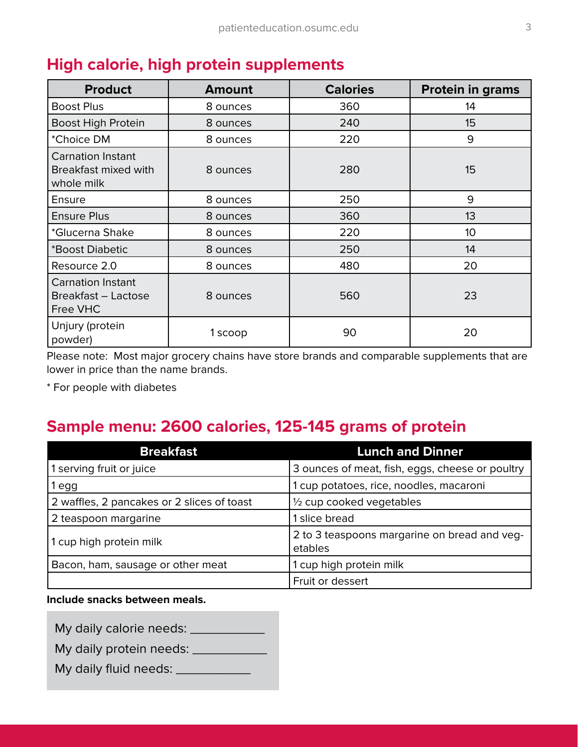## High calorie, high protein supplements

| Product | Amount | Calories | Protein in grams |
|---|---|---|---|
| Boost Plus | 8 ounces | 360 | 14 |
| Boost High Protein | 8 ounces | 240 | 15 |
| *Choice DM | 8 ounces | 220 | 9 |
| Carnation Instant Breakfast mixed with whole milk | 8 ounces | 280 | 15 |
| Ensure | 8 ounces | 250 | 9 |
| Ensure Plus | 8 ounces | 360 | 13 |
| *Glucerna Shake | 8 ounces | 220 | 10 |
| *Boost Diabetic | 8 ounces | 250 | 14 |
| Resource 2.0 | 8 ounces | 480 | 20 |
| Carnation Instant Breakfast – Lactose Free VHC | 8 ounces | 560 | 23 |
| Unjury (protein powder) | 1 scoop | 90 | 20 |

Please note: Most major grocery chains have store brands and comparable supplements that are lower in price than the name brands.

* For people with diabetes

## Sample menu: 2600 calories, 125-145 grams of protein

| Breakfast | Lunch and Dinner |
|---|---|
| 1 serving fruit or juice | 3 ounces of meat, fish, eggs, cheese or poultry |
| 1 egg | 1 cup potatoes, rice, noodles, macaroni |
| 2 waffles, 2 pancakes or 2 slices of toast | ½ cup cooked vegetables |
| 2 teaspoon margarine | 1 slice bread |
| 1 cup high protein milk | 2 to 3 teaspoons margarine on bread and vegetables |
| Bacon, ham, sausage or other meat | 1 cup high protein milk |
| | Fruit or dessert |

**Include snacks between meals.**

My daily calorie needs: ___________

My daily protein needs: ___________

My daily fluid needs: ___________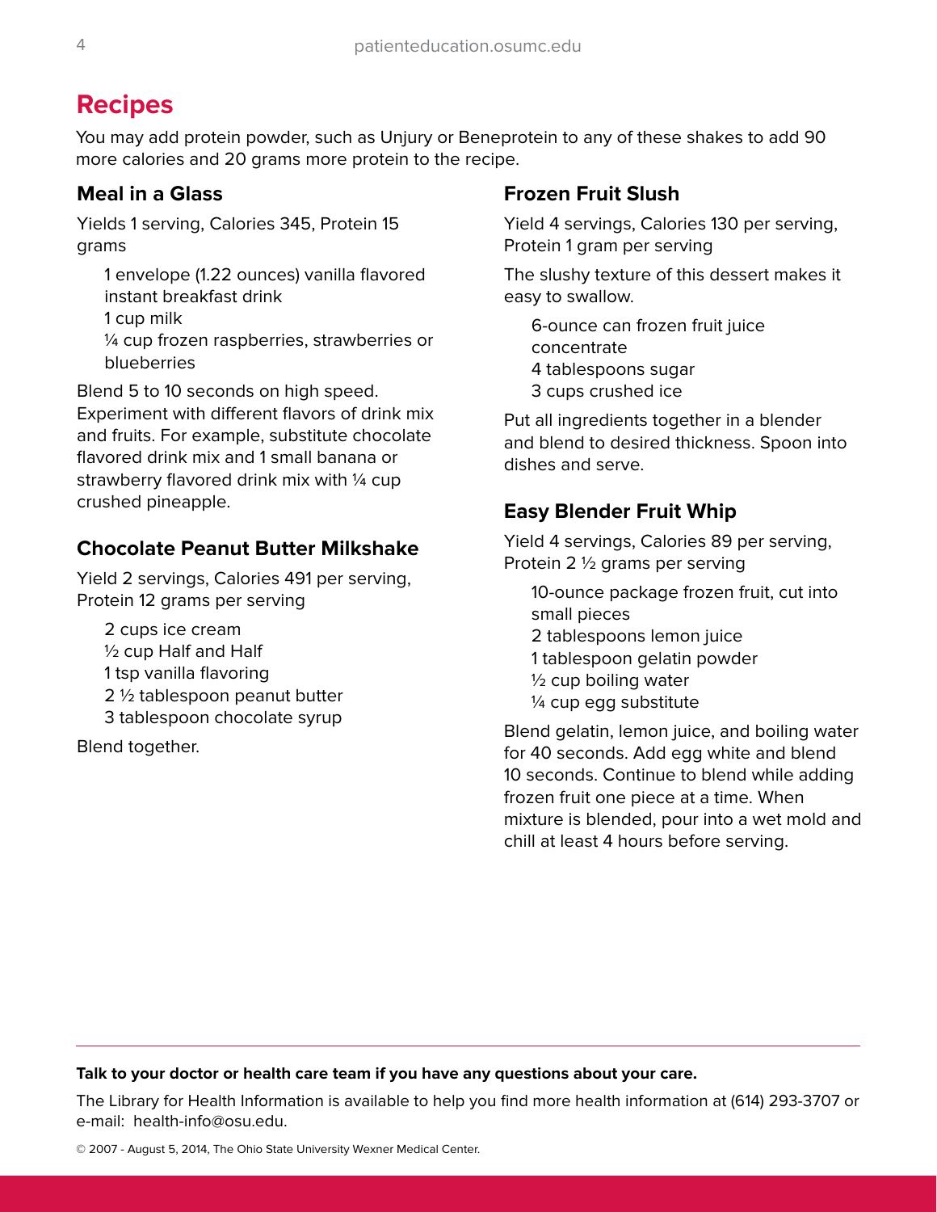## Recipes

You may add protein powder, such as Unjury or Beneprotein to any of these shakes to add 90 more calories and 20 grams more protein to the recipe.

### Meal in a Glass

Yields 1 serving, Calories 345, Protein 15 grams

1 envelope (1.22 ounces) vanilla flavored instant breakfast drink
1 cup milk
¼ cup frozen raspberries, strawberries or blueberries

Blend 5 to 10 seconds on high speed. Experiment with different flavors of drink mix and fruits. For example, substitute chocolate flavored drink mix and 1 small banana or strawberry flavored drink mix with ¼ cup crushed pineapple.

### Chocolate Peanut Butter Milkshake

Yield 2 servings, Calories 491 per serving, Protein 12 grams per serving

2 cups ice cream
½ cup Half and Half
1 tsp vanilla flavoring
2 ½ tablespoon peanut butter
3 tablespoon chocolate syrup

Blend together.

### Frozen Fruit Slush

Yield 4 servings, Calories 130 per serving, Protein 1 gram per serving

The slushy texture of this dessert makes it easy to swallow.

6-ounce can frozen fruit juice concentrate
4 tablespoons sugar
3 cups crushed ice

Put all ingredients together in a blender and blend to desired thickness. Spoon into dishes and serve.

### Easy Blender Fruit Whip

Yield 4 servings, Calories 89 per serving, Protein 2 ½ grams per serving

10-ounce package frozen fruit, cut into small pieces
2 tablespoons lemon juice
1 tablespoon gelatin powder
½ cup boiling water
¼ cup egg substitute

Blend gelatin, lemon juice, and boiling water for 40 seconds. Add egg white and blend 10 seconds. Continue to blend while adding frozen fruit one piece at a time. When mixture is blended, pour into a wet mold and chill at least 4 hours before serving.

---

**Talk to your doctor or health care team if you have any questions about your care.**

The Library for Health Information is available to help you find more health information at (614) 293-3707 or e-mail: health-info@osu.edu.

© 2007 - August 5, 2014, The Ohio State University Wexner Medical Center.